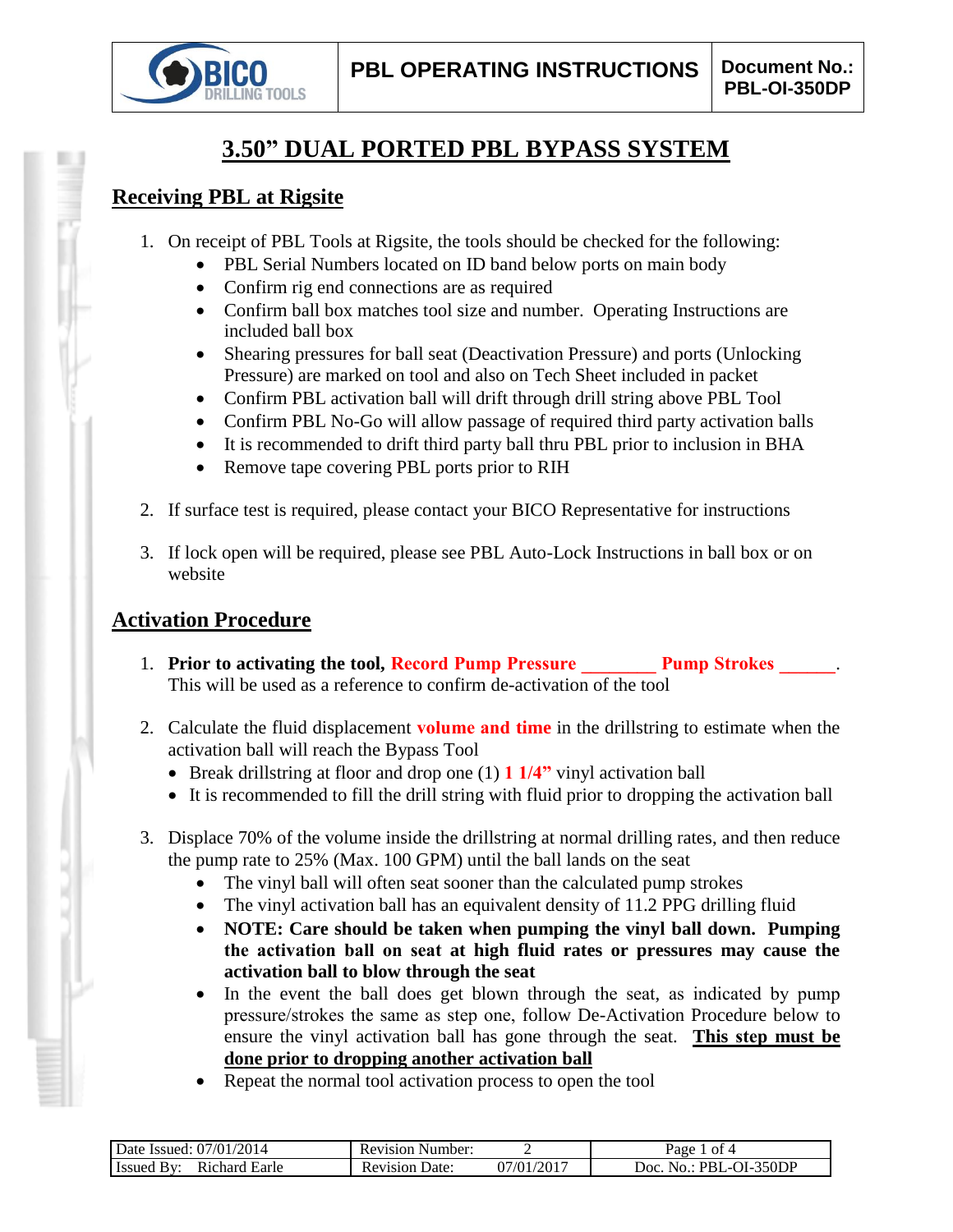# 3.50" DUAL PORTED PBL BYPASS SYSTEM

## Receiving PBL at Rigsite

1. On receipt of PBL Tools at Rigsite, the tools should be checked for the following:
   - PBL Serial Numbers located on ID band below ports on main body
   - Confirm rig end connections are as required
   - Confirm ball box matches tool size and number. Operating Instructions are included ball box
   - Shearing pressures for ball seat (Deactivation Pressure) and ports (Unlocking Pressure) are marked on tool and also on Tech Sheet included in packet
   - Confirm PBL activation ball will drift through drill string above PBL Tool
   - Confirm PBL No-Go will allow passage of required third party activation balls
   - It is recommended to drift third party ball thru PBL prior to inclusion in BHA
   - Remove tape covering PBL ports prior to RIH

2. If surface test is required, please contact your BICO Representative for instructions

3. If lock open will be required, please see PBL Auto-Lock Instructions in ball box or on website

## Activation Procedure

1. **Prior to activating the tool, Record Pump Pressure ________ Pump Strokes ______.** This will be used as a reference to confirm de-activation of the tool

2. Calculate the fluid displacement **volume and time** in the drillstring to estimate when the activation ball will reach the Bypass Tool
   - Break drillstring at floor and drop one (1) **1 1/4"** vinyl activation ball
   - It is recommended to fill the drill string with fluid prior to dropping the activation ball

3. Displace 70% of the volume inside the drillstring at normal drilling rates, and then reduce the pump rate to 25% (Max. 100 GPM) until the ball lands on the seat
   - The vinyl ball will often seat sooner than the calculated pump strokes
   - The vinyl activation ball has an equivalent density of 11.2 PPG drilling fluid
   - **NOTE: Care should be taken when pumping the vinyl ball down. Pumping the activation ball on seat at high fluid rates or pressures may cause the activation ball to blow through the seat**
   - In the event the ball does get blown through the seat, as indicated by pump pressure/strokes the same as step one, follow De-Activation Procedure below to ensure the vinyl activation ball has gone through the seat. **This step must be done prior to dropping another activation ball**
   - Repeat the normal tool activation process to open the tool

| Date Issued: 07/01/2014 | Revision Number: | 2 | Page 1 of 4 |
|---|---|---|---|
| Issued By: Richard Earle | Revision Date: | 07/01/2017 | Doc. No.: PBL-OI-350DP |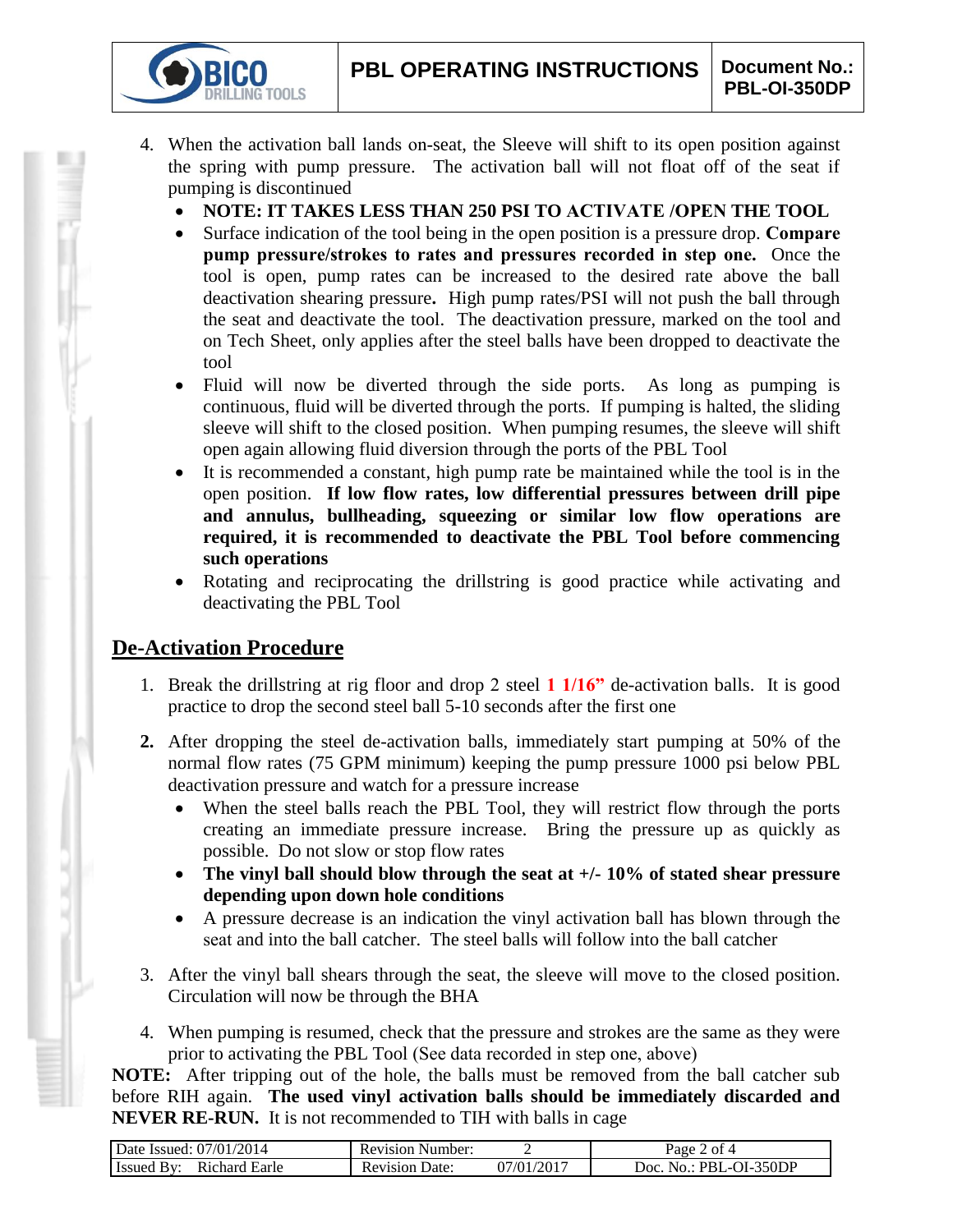4. When the activation ball lands on-seat, the Sleeve will shift to its open position against the spring with pump pressure. The activation ball will not float off of the seat if pumping is discontinued
   - **NOTE: IT TAKES LESS THAN 250 PSI TO ACTIVATE /OPEN THE TOOL**
   - Surface indication of the tool being in the open position is a pressure drop. **Compare pump pressure/strokes to rates and pressures recorded in step one.** Once the tool is open, pump rates can be increased to the desired rate above the ball deactivation shearing pressure**.** High pump rates/PSI will not push the ball through the seat and deactivate the tool. The deactivation pressure, marked on the tool and on Tech Sheet, only applies after the steel balls have been dropped to deactivate the tool
   - Fluid will now be diverted through the side ports. As long as pumping is continuous, fluid will be diverted through the ports. If pumping is halted, the sliding sleeve will shift to the closed position. When pumping resumes, the sleeve will shift open again allowing fluid diversion through the ports of the PBL Tool
   - It is recommended a constant, high pump rate be maintained while the tool is in the open position. **If low flow rates, low differential pressures between drill pipe and annulus, bullheading, squeezing or similar low flow operations are required, it is recommended to deactivate the PBL Tool before commencing such operations**
   - Rotating and reciprocating the drillstring is good practice while activating and deactivating the PBL Tool

## De-Activation Procedure

1. Break the drillstring at rig floor and drop 2 steel **1 1/16”** de-activation balls. It is good practice to drop the second steel ball 5-10 seconds after the first one

2. After dropping the steel de-activation balls, immediately start pumping at 50% of the normal flow rates (75 GPM minimum) keeping the pump pressure 1000 psi below PBL deactivation pressure and watch for a pressure increase
   - When the steel balls reach the PBL Tool, they will restrict flow through the ports creating an immediate pressure increase. Bring the pressure up as quickly as possible. Do not slow or stop flow rates
   - **The vinyl ball should blow through the seat at +/- 10% of stated shear pressure depending upon down hole conditions**
   - A pressure decrease is an indication the vinyl activation ball has blown through the seat and into the ball catcher. The steel balls will follow into the ball catcher

3. After the vinyl ball shears through the seat, the sleeve will move to the closed position. Circulation will now be through the BHA

4. When pumping is resumed, check that the pressure and strokes are the same as they were prior to activating the PBL Tool (See data recorded in step one, above)

**NOTE:** After tripping out of the hole, the balls must be removed from the ball catcher sub before RIH again. **The used vinyl activation balls should be immediately discarded and NEVER RE-RUN.** It is not recommended to TIH with balls in cage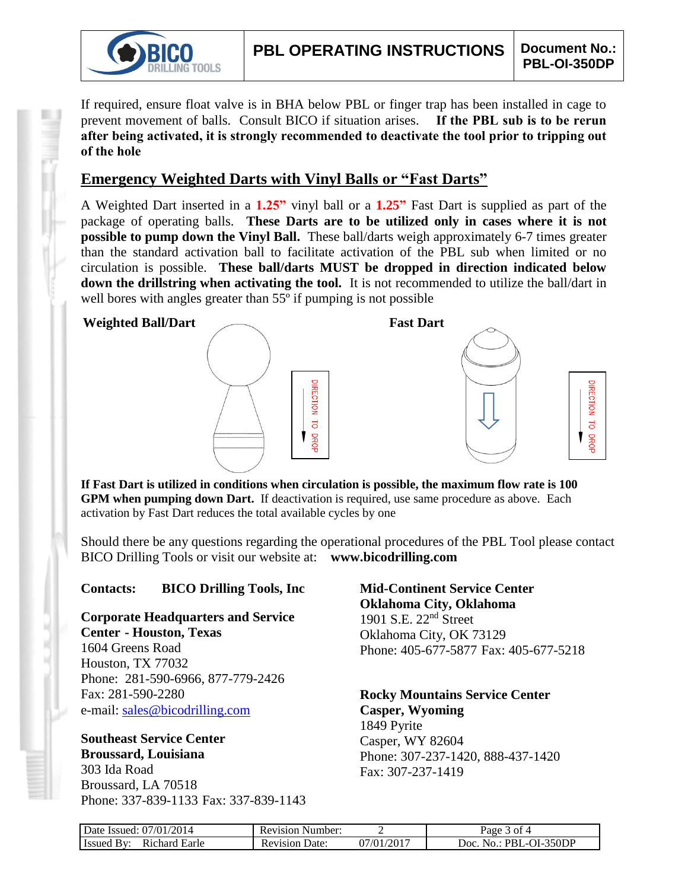If required, ensure float valve is in BHA below PBL or finger trap has been installed in cage to prevent movement of balls. Consult BICO if situation arises. **If the PBL sub is to be rerun after being activated, it is strongly recommended to deactivate the tool prior to tripping out of the hole**

## Emergency Weighted Darts with Vinyl Balls or "Fast Darts"

A Weighted Dart inserted in a **1.25"** vinyl ball or a **1.25"** Fast Dart is supplied as part of the package of operating balls. **These Darts are to be utilized only in cases where it is not possible to pump down the Vinyl Ball.** These ball/darts weigh approximately 6-7 times greater than the standard activation ball to facilitate activation of the PBL sub when limited or no circulation is possible. **These ball/darts MUST be dropped in direction indicated below down the drillstring when activating the tool.** It is not recommended to utilize the ball/dart in well bores with angles greater than 55º if pumping is not possible

**Weighted Ball/Dart** — DIRECTION TO DROP

**Fast Dart** — DIRECTION TO DROP

**If Fast Dart is utilized in conditions when circulation is possible, the maximum flow rate is 100 GPM when pumping down Dart.** If deactivation is required, use same procedure as above. Each activation by Fast Dart reduces the total available cycles by one

Should there be any questions regarding the operational procedures of the PBL Tool please contact BICO Drilling Tools or visit our website at: **www.bicodrilling.com**

**Contacts: BICO Drilling Tools, Inc**

**Corporate Headquarters and Service Center - Houston, Texas**
1604 Greens Road
Houston, TX 77032
Phone: 281-590-6966, 877-779-2426
Fax: 281-590-2280
e-mail: sales@bicodrilling.com

**Southeast Service Center**
**Broussard, Louisiana**
303 Ida Road
Broussard, LA 70518
Phone: 337-839-1133 Fax: 337-839-1143

**Mid-Continent Service Center**
**Oklahoma City, Oklahoma**
1901 S.E. 22nd Street
Oklahoma City, OK 73129
Phone: 405-677-5877 Fax: 405-677-5218

**Rocky Mountains Service Center**
**Casper, Wyoming**
1849 Pyrite
Casper, WY 82604
Phone: 307-237-1420, 888-437-1420
Fax: 307-237-1419

| Date Issued: 07/01/2014 | Revision Number: 2 | Page 3 of 4 |
| --- | --- | --- |
| Issued By: Richard Earle | Revision Date: 07/01/2017 | Doc. No.: PBL-OI-350DP |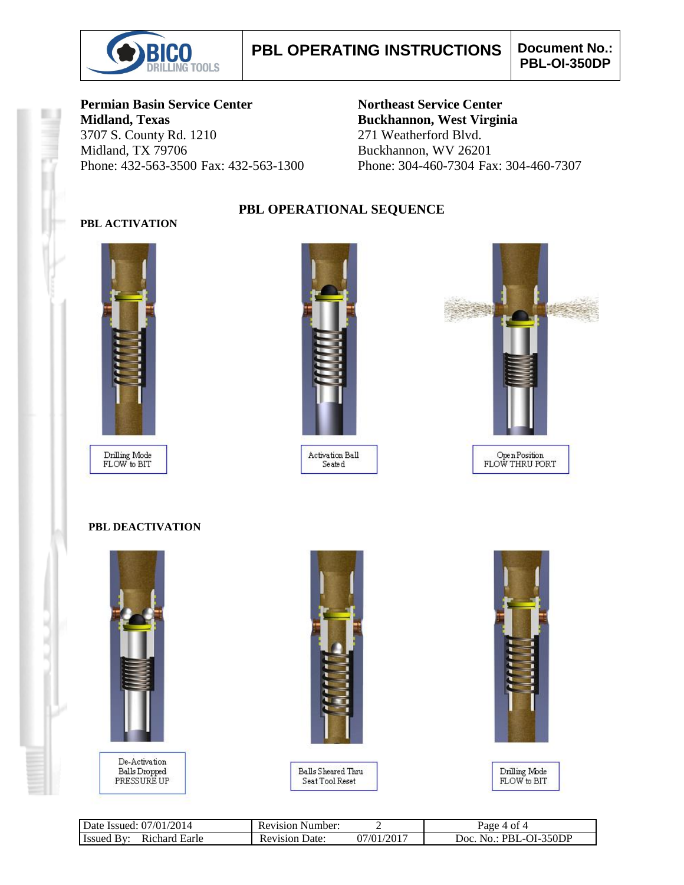**Permian Basin Service Center**
**Midland, Texas**
3707 S. County Rd. 1210
Midland, TX 79706
Phone: 432-563-3500 Fax: 432-563-1300

**Northeast Service Center**
**Buckhannon, West Virginia**
271 Weatherford Blvd.
Buckhannon, WV 26201
Phone: 304-460-7304 Fax: 304-460-7307

## PBL OPERATIONAL SEQUENCE

### PBL ACTIVATION

Drilling Mode
FLOW to BIT

Activation Ball
Seated

Open Position
FLOW THRU PORT

### PBL DEACTIVATION

De-Activation
Balls Dropped
PRESSURE UP

Balls Sheared Thru
Seat Tool Reset

Drilling Mode
FLOW to BIT

| | | | |
|---|---|---|---|
| Date Issued: 07/01/2014 | Revision Number: | 2 | Page 4 of 4 |
| Issued By: Richard Earle | Revision Date: | 07/01/2017 | Doc. No.: PBL-OI-350DP |